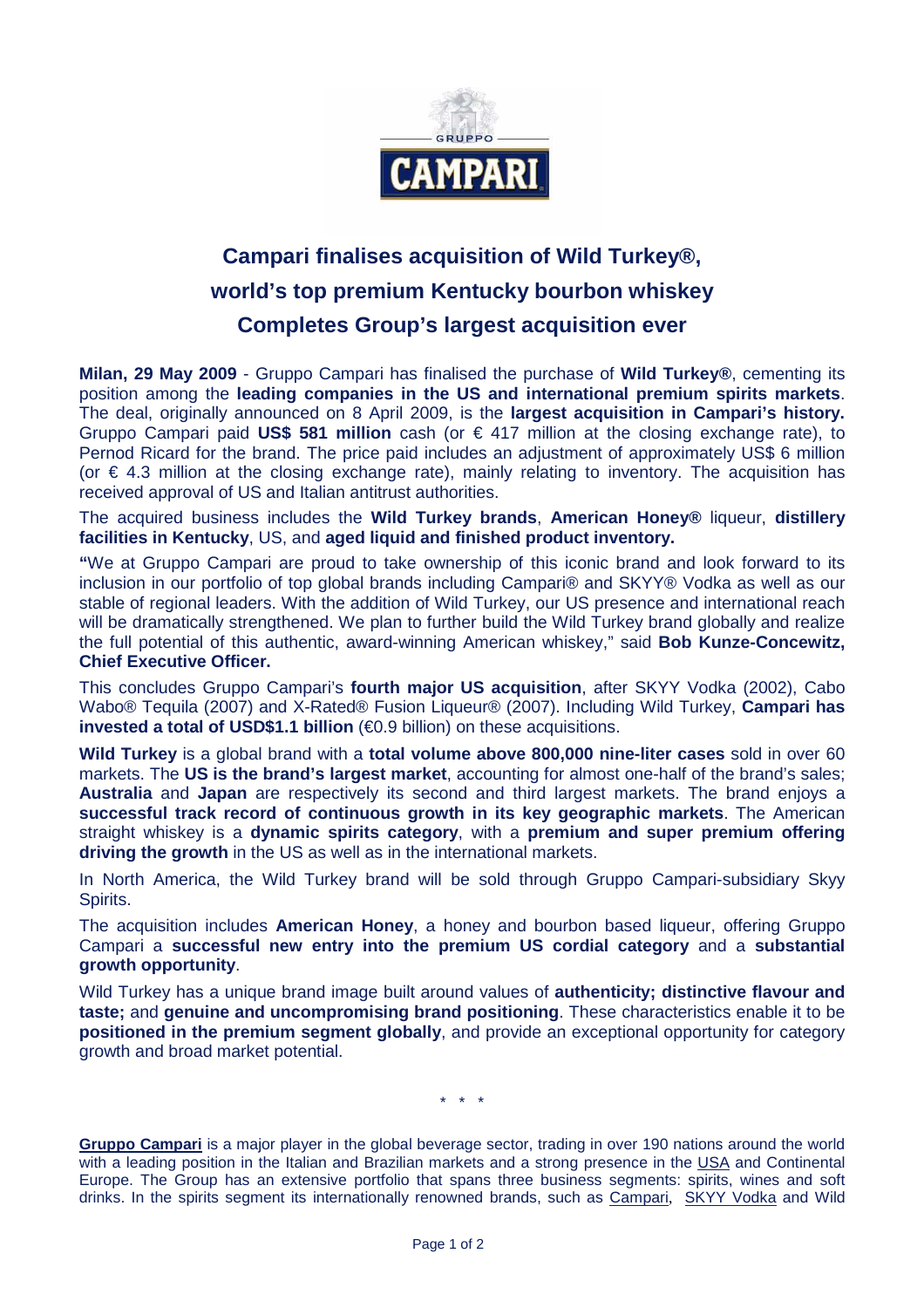# Campari finalises acquisition of Wild Turkey®, world's top premium Kentucky bourbon whiskey

## Completes Group's largest acquisition ever

**Milan, 29 May 2009** - Gruppo Campari has finalised the purchase of **Wild Turkey®**, cementing its position among the **leading companies in the US and international premium spirits markets**. The deal, originally announced on 8 April 2009, is the **largest acquisition in Campari's history.** Gruppo Campari paid **US$ 581 million** cash (or € 417 million at the closing exchange rate), to Pernod Ricard for the brand. The price paid includes an adjustment of approximately US$ 6 million (or € 4.3 million at the closing exchange rate), mainly relating to inventory. The acquisition has received approval of US and Italian antitrust authorities.

The acquired business includes the **Wild Turkey brands**, **American Honey®** liqueur, **distillery facilities in Kentucky**, US, and **aged liquid and finished product inventory.**

**"**We at Gruppo Campari are proud to take ownership of this iconic brand and look forward to its inclusion in our portfolio of top global brands including Campari® and SKYY® Vodka as well as our stable of regional leaders. With the addition of Wild Turkey, our US presence and international reach will be dramatically strengthened. We plan to further build the Wild Turkey brand globally and realize the full potential of this authentic, award-winning American whiskey," said **Bob Kunze-Concewitz, Chief Executive Officer.**

This concludes Gruppo Campari's **fourth major US acquisition**, after SKYY Vodka (2002), Cabo Wabo® Tequila (2007) and X-Rated® Fusion Liqueur® (2007). Including Wild Turkey, **Campari has invested a total of USD$1.1 billion** (€0.9 billion) on these acquisitions.

**Wild Turkey** is a global brand with a **total volume above 800,000 nine-liter cases** sold in over 60 markets. The **US is the brand's largest market**, accounting for almost one-half of the brand's sales; **Australia** and **Japan** are respectively its second and third largest markets. The brand enjoys a **successful track record of continuous growth in its key geographic markets**. The American straight whiskey is a **dynamic spirits category**, with a **premium and super premium offering driving the growth** in the US as well as in the international markets.

In North America, the Wild Turkey brand will be sold through Gruppo Campari-subsidiary Skyy Spirits.

The acquisition includes **American Honey**, a honey and bourbon based liqueur, offering Gruppo Campari a **successful new entry into the premium US cordial category** and a **substantial growth opportunity**.

Wild Turkey has a unique brand image built around values of **authenticity; distinctive flavour and taste;** and **genuine and uncompromising brand positioning**. These characteristics enable it to be **positioned in the premium segment globally**, and provide an exceptional opportunity for category growth and broad market potential.

\* \* \*

**Gruppo Campari** is a major player in the global beverage sector, trading in over 190 nations around the world with a leading position in the Italian and Brazilian markets and a strong presence in the USA and Continental Europe. The Group has an extensive portfolio that spans three business segments: spirits, wines and soft drinks. In the spirits segment its internationally renowned brands, such as Campari, SKYY Vodka and Wild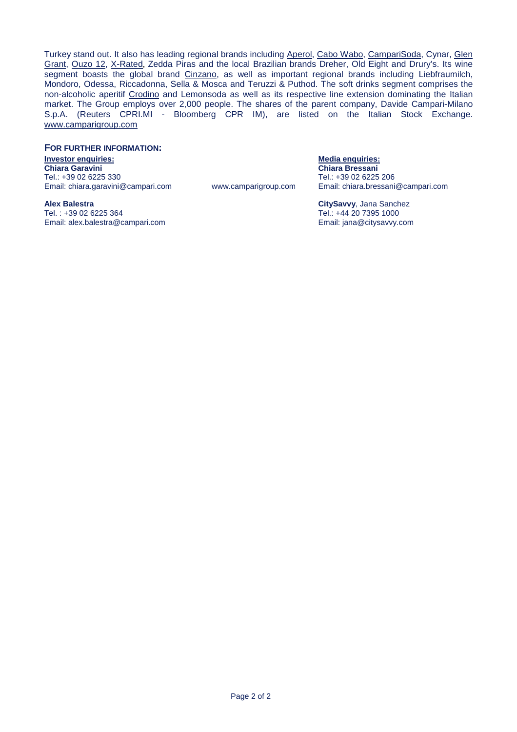Turkey stand out. It also has leading regional brands including Aperol, Cabo Wabo, CampariSoda, Cynar, Glen Grant, Ouzo 12, X-Rated, Zedda Piras and the local Brazilian brands Dreher, Old Eight and Drury's. Its wine segment boasts the global brand Cinzano, as well as important regional brands including Liebfraumilch, Mondoro, Odessa, Riccadonna, Sella & Mosca and Teruzzi & Puthod. The soft drinks segment comprises the non-alcoholic aperitif Crodino and Lemonsoda as well as its respective line extension dominating the Italian market. The Group employs over 2,000 people. The shares of the parent company, Davide Campari-Milano S.p.A. (Reuters CPRI.MI - Bloomberg CPR IM), are listed on the Italian Stock Exchange. www.camparigroup.com

## FOR FURTHER INFORMATION:

**Investor enquiries:**

**Chiara Garavini**
Tel.: +39 02 6225 330
Email: chiara.garavini@campari.com

**Alex Balestra**
Tel. : +39 02 6225 364
Email: alex.balestra@campari.com

www.camparigroup.com

**Media enquiries:**

**Chiara Bressani**
Tel.: +39 02 6225 206
Email: chiara.bressani@campari.com

**CitySavvy**, Jana Sanchez
Tel.: +44 20 7395 1000
Email: jana@citysavvy.com